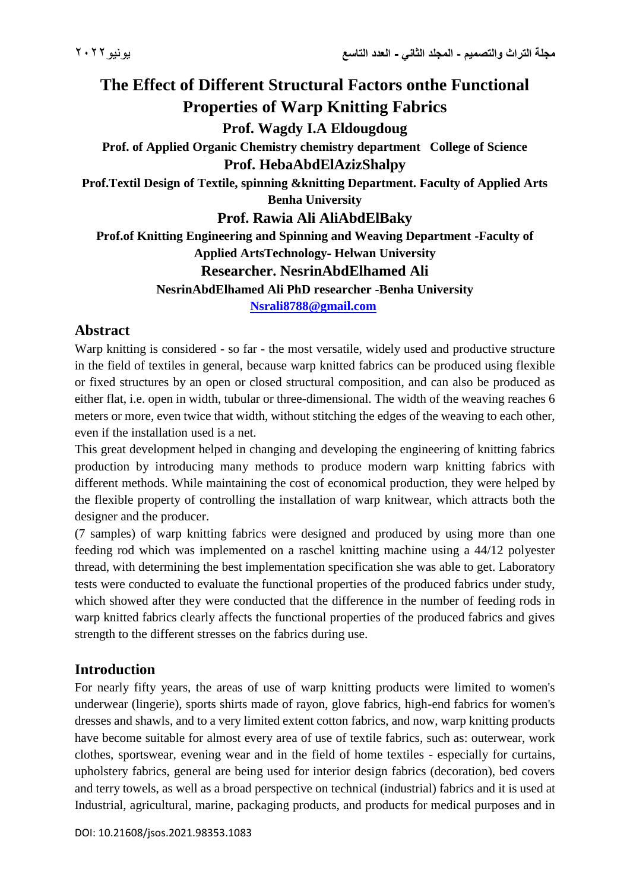# The Effect of Different Structural Factors onthe Functional Properties of Warp Knitting Fabrics

**Prof. Wagdy I.A Eldougdoug**

**Prof. of Applied Organic Chemistry chemistry department College of Science**

**Prof. HebaAbdElAzizShalpy**

**Prof.Textil Design of Textile, spinning &knitting Department. Faculty of Applied Arts Benha University**

**Prof. Rawia Ali AliAbdElBaky**

**Prof.of Knitting Engineering and Spinning and Weaving Department -Faculty of Applied ArtsTechnology- Helwan University**

**Researcher. NesrinAbdElhamed Ali**

**NesrinAbdElhamed Ali PhD researcher -Benha University**

**Nsrali8788@gmail.com**

## Abstract

Warp knitting is considered - so far - the most versatile, widely used and productive structure in the field of textiles in general, because warp knitted fabrics can be produced using flexible or fixed structures by an open or closed structural composition, and can also be produced as either flat, i.e. open in width, tubular or three-dimensional. The width of the weaving reaches 6 meters or more, even twice that width, without stitching the edges of the weaving to each other, even if the installation used is a net.

This great development helped in changing and developing the engineering of knitting fabrics production by introducing many methods to produce modern warp knitting fabrics with different methods. While maintaining the cost of economical production, they were helped by the flexible property of controlling the installation of warp knitwear, which attracts both the designer and the producer.

(7 samples) of warp knitting fabrics were designed and produced by using more than one feeding rod which was implemented on a raschel knitting machine using a 44/12 polyester thread, with determining the best implementation specification she was able to get. Laboratory tests were conducted to evaluate the functional properties of the produced fabrics under study, which showed after they were conducted that the difference in the number of feeding rods in warp knitted fabrics clearly affects the functional properties of the produced fabrics and gives strength to the different stresses on the fabrics during use.

## Introduction

For nearly fifty years, the areas of use of warp knitting products were limited to women's underwear (lingerie), sports shirts made of rayon, glove fabrics, high-end fabrics for women's dresses and shawls, and to a very limited extent cotton fabrics, and now, warp knitting products have become suitable for almost every area of use of textile fabrics, such as: outerwear, work clothes, sportswear, evening wear and in the field of home textiles - especially for curtains, upholstery fabrics, general are being used for interior design fabrics (decoration), bed covers and terry towels, as well as a broad perspective on technical (industrial) fabrics and it is used at Industrial, agricultural, marine, packaging products, and products for medical purposes and in

DOI: 10.21608/jsos.2021.98353.1083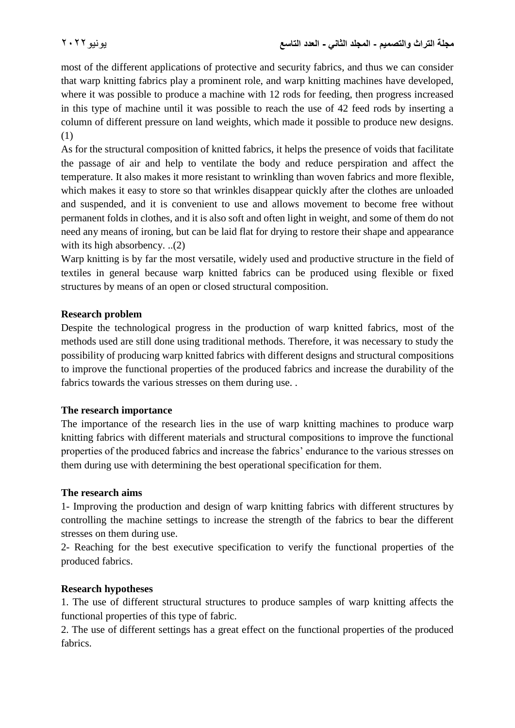most of the different applications of protective and security fabrics, and thus we can consider that warp knitting fabrics play a prominent role, and warp knitting machines have developed, where it was possible to produce a machine with 12 rods for feeding, then progress increased in this type of machine until it was possible to reach the use of 42 feed rods by inserting a column of different pressure on land weights, which made it possible to produce new designs. (1)

As for the structural composition of knitted fabrics, it helps the presence of voids that facilitate the passage of air and help to ventilate the body and reduce perspiration and affect the temperature. It also makes it more resistant to wrinkling than woven fabrics and more flexible, which makes it easy to store so that wrinkles disappear quickly after the clothes are unloaded and suspended, and it is convenient to use and allows movement to become free without permanent folds in clothes, and it is also soft and often light in weight, and some of them do not need any means of ironing, but can be laid flat for drying to restore their shape and appearance with its high absorbency. ..(2)

Warp knitting is by far the most versatile, widely used and productive structure in the field of textiles in general because warp knitted fabrics can be produced using flexible or fixed structures by means of an open or closed structural composition.

**Research problem**

Despite the technological progress in the production of warp knitted fabrics, most of the methods used are still done using traditional methods. Therefore, it was necessary to study the possibility of producing warp knitted fabrics with different designs and structural compositions to improve the functional properties of the produced fabrics and increase the durability of the fabrics towards the various stresses on them during use. .

**The research importance**

The importance of the research lies in the use of warp knitting machines to produce warp knitting fabrics with different materials and structural compositions to improve the functional properties of the produced fabrics and increase the fabrics' endurance to the various stresses on them during use with determining the best operational specification for them.

**The research aims**

1- Improving the production and design of warp knitting fabrics with different structures by controlling the machine settings to increase the strength of the fabrics to bear the different stresses on them during use.

2- Reaching for the best executive specification to verify the functional properties of the produced fabrics.

**Research hypotheses**

1. The use of different structural structures to produce samples of warp knitting affects the functional properties of this type of fabric.

2. The use of different settings has a great effect on the functional properties of the produced fabrics.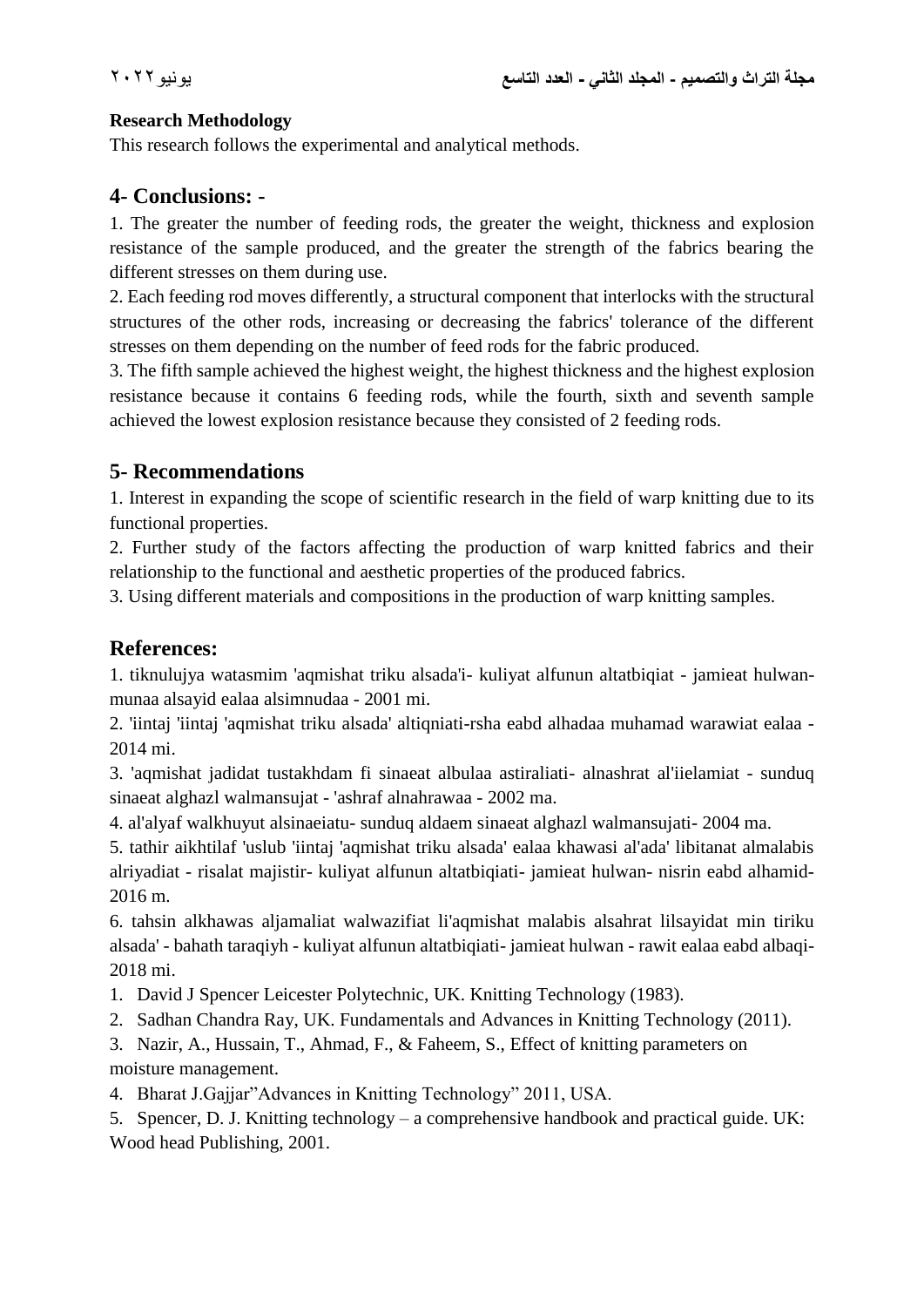**Research Methodology**

This research follows the experimental and analytical methods.

## 4- Conclusions: -

1. The greater the number of feeding rods, the greater the weight, thickness and explosion resistance of the sample produced, and the greater the strength of the fabrics bearing the different stresses on them during use.
2. Each feeding rod moves differently, a structural component that interlocks with the structural structures of the other rods, increasing or decreasing the fabrics' tolerance of the different stresses on them depending on the number of feed rods for the fabric produced.
3. The fifth sample achieved the highest weight, the highest thickness and the highest explosion resistance because it contains 6 feeding rods, while the fourth, sixth and seventh sample achieved the lowest explosion resistance because they consisted of 2 feeding rods.

## 5- Recommendations

1. Interest in expanding the scope of scientific research in the field of warp knitting due to its functional properties.
2. Further study of the factors affecting the production of warp knitted fabrics and their relationship to the functional and aesthetic properties of the produced fabrics.
3. Using different materials and compositions in the production of warp knitting samples.

## References:

1. tiknulujya watasmim 'aqmishat triku alsada'i- kuliyat alfunun altatbiqiat - jamieat hulwan- munaa alsayid ealaa alsimnudaa - 2001 mi.
2. 'iintaj 'iintaj 'aqmishat triku alsada' altiqniati-rsha eabd alhadaa muhamad warawiat ealaa - 2014 mi.
3. 'aqmishat jadidat tustakhdam fi sinaeat albulaa astiraliati- alnashrat al'iielamiat - sunduq sinaeat alghazl walmansujat - 'ashraf alnahrawaa - 2002 ma.
4. al'alyaf walkhuyut alsinaeiatu- sunduq aldaem sinaeat alghazl walmansujati- 2004 ma.
5. tathir aikhtilaf 'uslub 'iintaj 'aqmishat triku alsada' ealaa khawasi al'ada' libitanat almalabis alriyadiat - risalat majistir- kuliyat alfunun altatbiqiati- jamieat hulwan- nisrin eabd alhamid- 2016 m.
6. tahsin alkhawas aljamaliat walwazifiat li'aqmishat malabis alsahrat lilsayidat min tiriku alsada' - bahath taraqiyh - kuliyat alfunun altatbiqiati- jamieat hulwan - rawit ealaa eabd albaqi- 2018 mi.

1. David J Spencer Leicester Polytechnic, UK. Knitting Technology (1983).
2. Sadhan Chandra Ray, UK. Fundamentals and Advances in Knitting Technology (2011).
3. Nazir, A., Hussain, T., Ahmad, F., & Faheem, S., Effect of knitting parameters on moisture management.
4. Bharat J.Gajjar"Advances in Knitting Technology" 2011, USA.
5. Spencer, D. J. Knitting technology – a comprehensive handbook and practical guide. UK: Wood head Publishing, 2001.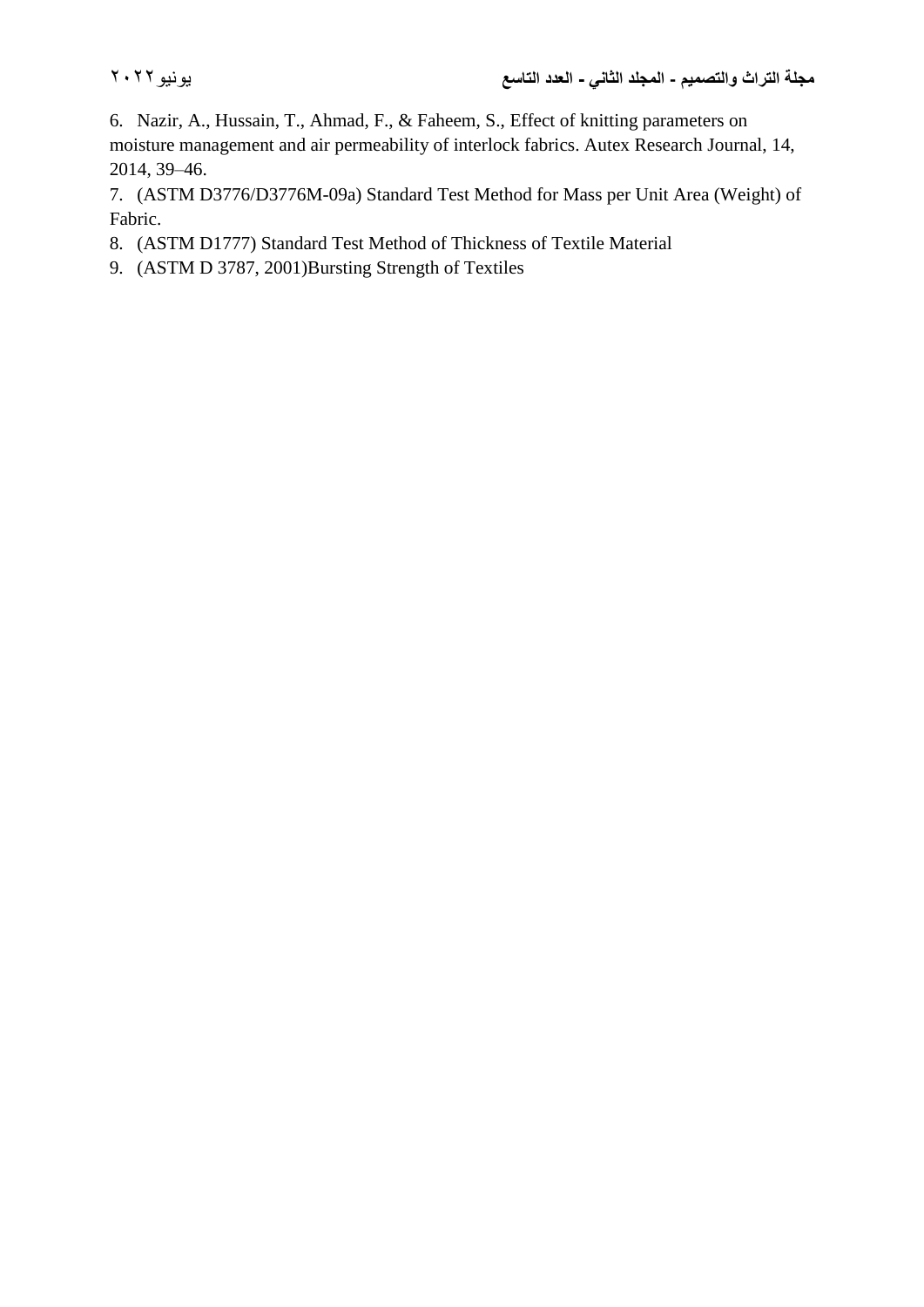6. Nazir, A., Hussain, T., Ahmad, F., & Faheem, S., Effect of knitting parameters on moisture management and air permeability of interlock fabrics. Autex Research Journal, 14, 2014, 39–46.
7. (ASTM D3776/D3776M-09a) Standard Test Method for Mass per Unit Area (Weight) of Fabric.
8. (ASTM D1777) Standard Test Method of Thickness of Textile Material
9. (ASTM D 3787, 2001)Bursting Strength of Textiles